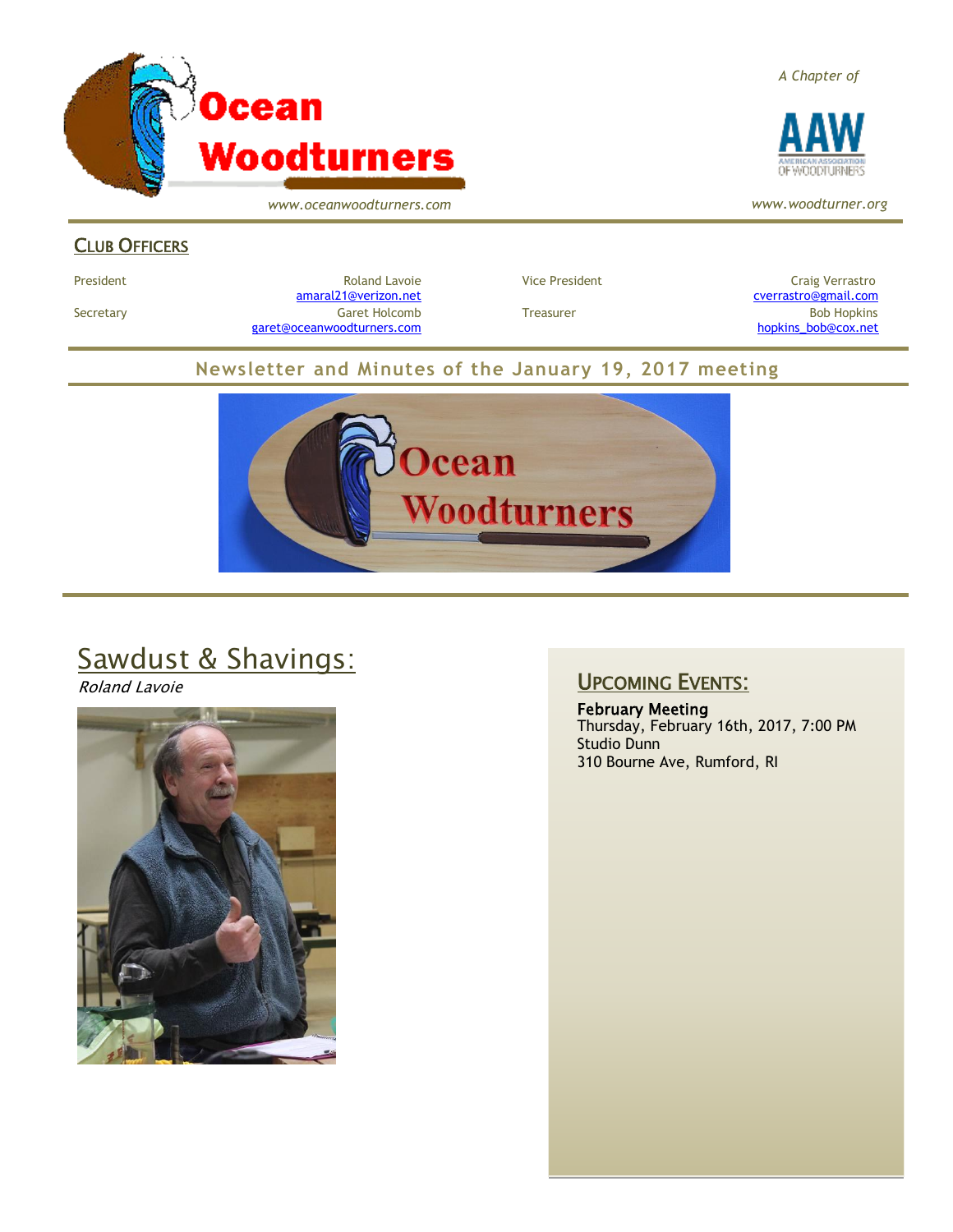# Ocean Woodturners

*www.oceanwoodturners.com*

*A Chapter of* AAW — American Association of Woodturners

*www.woodturner.org*

## Club Officers

| | | | |
|---|---|---|---|
| President | Roland Lavoie<br>amaral21@verizon.net | Vice President | Craig Verrastro<br>cverrastro@gmail.com |
| Secretary | Garet Holcomb<br>garet@oceanwoodturners.com | Treasurer | Bob Hopkins<br>hopkins_bob@cox.net |

## Newsletter and Minutes of the January 19, 2017 meeting

## Sawdust & Shavings:

*Roland Lavoie*

## Upcoming Events:

**February Meeting**
Thursday, February 16th, 2017, 7:00 PM
Studio Dunn
310 Bourne Ave, Rumford, RI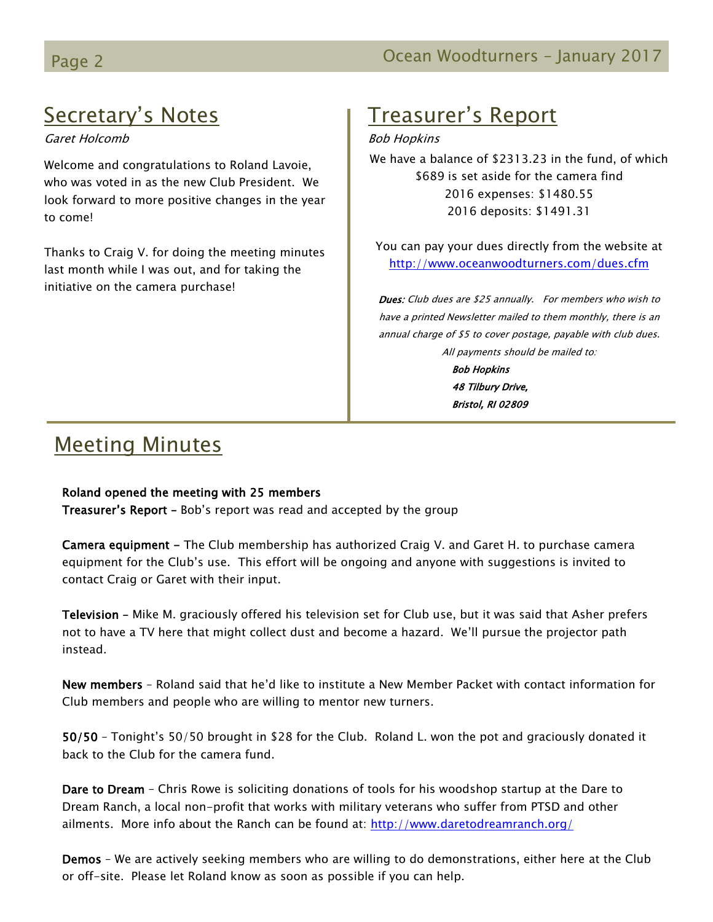## Secretary's Notes

*Garet Holcomb*

Welcome and congratulations to Roland Lavoie, who was voted in as the new Club President. We look forward to more positive changes in the year to come!

Thanks to Craig V. for doing the meeting minutes last month while I was out, and for taking the initiative on the camera purchase!

## Treasurer's Report

*Bob Hopkins*

We have a balance of $2313.23 in the fund, of which $689 is set aside for the camera find
2016 expenses: $1480.55
2016 deposits: $1491.31

You can pay your dues directly from the website at http://www.oceanwoodturners.com/dues.cfm

***Dues:*** *Club dues are $25 annually. For members who wish to have a printed Newsletter mailed to them monthly, there is an annual charge of $5 to cover postage, payable with club dues. All payments should be mailed to:*

***Bob Hopkins***
***48 Tilbury Drive,***
***Bristol, RI 02809***

## Meeting Minutes

**Roland opened the meeting with 25 members**
**Treasurer's Report –** Bob's report was read and accepted by the group

**Camera equipment –** The Club membership has authorized Craig V. and Garet H. to purchase camera equipment for the Club's use. This effort will be ongoing and anyone with suggestions is invited to contact Craig or Garet with their input.

**Television –** Mike M. graciously offered his television set for Club use, but it was said that Asher prefers not to have a TV here that might collect dust and become a hazard. We'll pursue the projector path instead.

**New members** – Roland said that he'd like to institute a New Member Packet with contact information for Club members and people who are willing to mentor new turners.

**50/50** – Tonight's 50/50 brought in $28 for the Club. Roland L. won the pot and graciously donated it back to the Club for the camera fund.

**Dare to Dream** – Chris Rowe is soliciting donations of tools for his woodshop startup at the Dare to Dream Ranch, a local non-profit that works with military veterans who suffer from PTSD and other ailments. More info about the Ranch can be found at: http://www.daretodreamranch.org/

**Demos** – We are actively seeking members who are willing to do demonstrations, either here at the Club or off-site. Please let Roland know as soon as possible if you can help.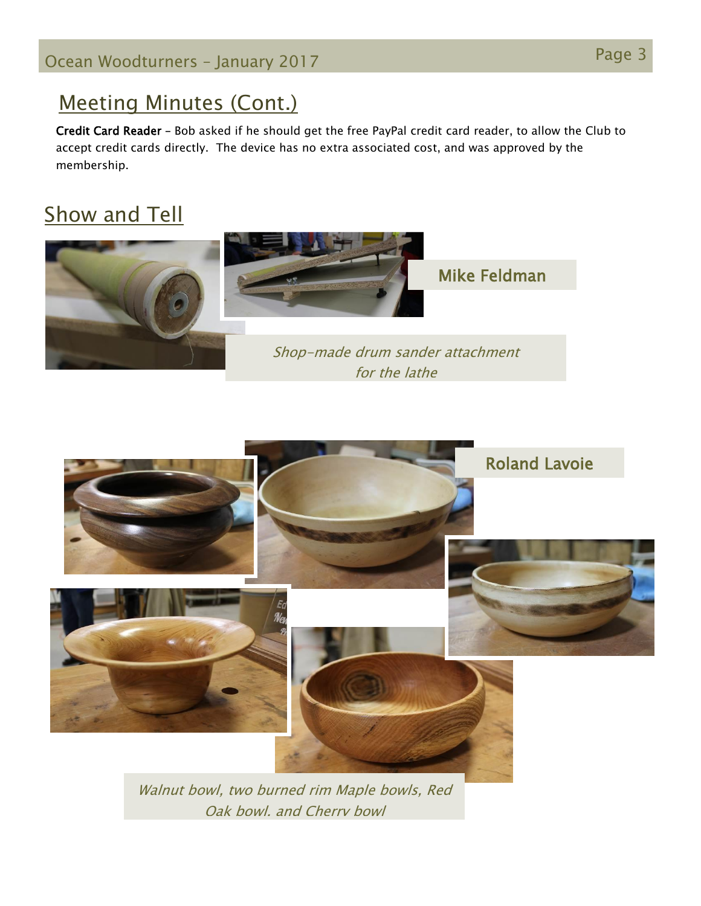## Meeting Minutes (Cont.)

**Credit Card Reader** – Bob asked if he should get the free PayPal credit card reader, to allow the Club to accept credit cards directly. The device has no extra associated cost, and was approved by the membership.

## Show and Tell

**Mike Feldman**

*Shop-made drum sander attachment for the lathe*

**Roland Lavoie**

*Walnut bowl, two burned rim Maple bowls, Red Oak bowl. and Cherry bowl*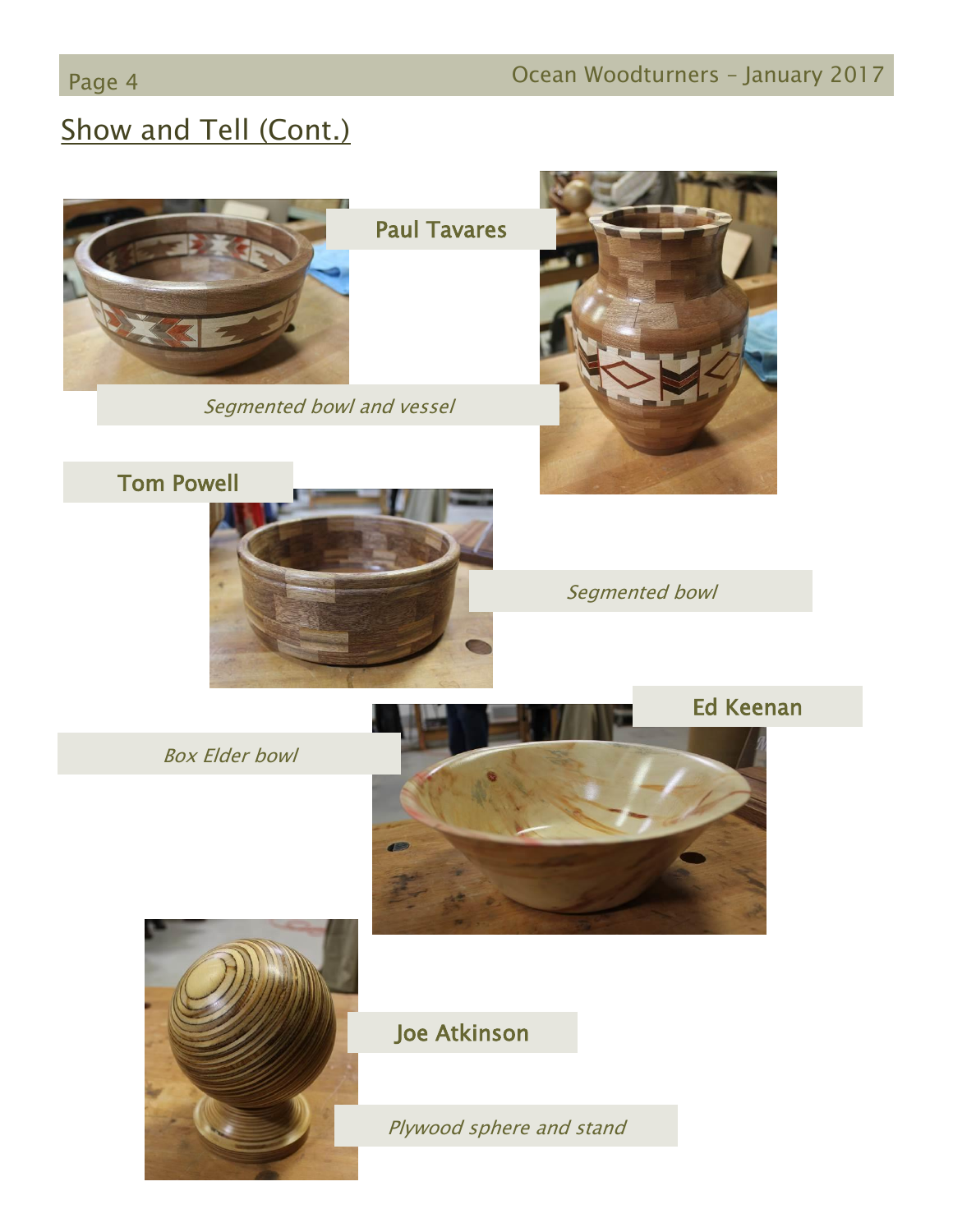## Show and Tell (Cont.)

**Paul Tavares**

*Segmented bowl and vessel*

**Tom Powell**

*Segmented bowl*

**Ed Keenan**

*Box Elder bowl*

**Joe Atkinson**

*Plywood sphere and stand*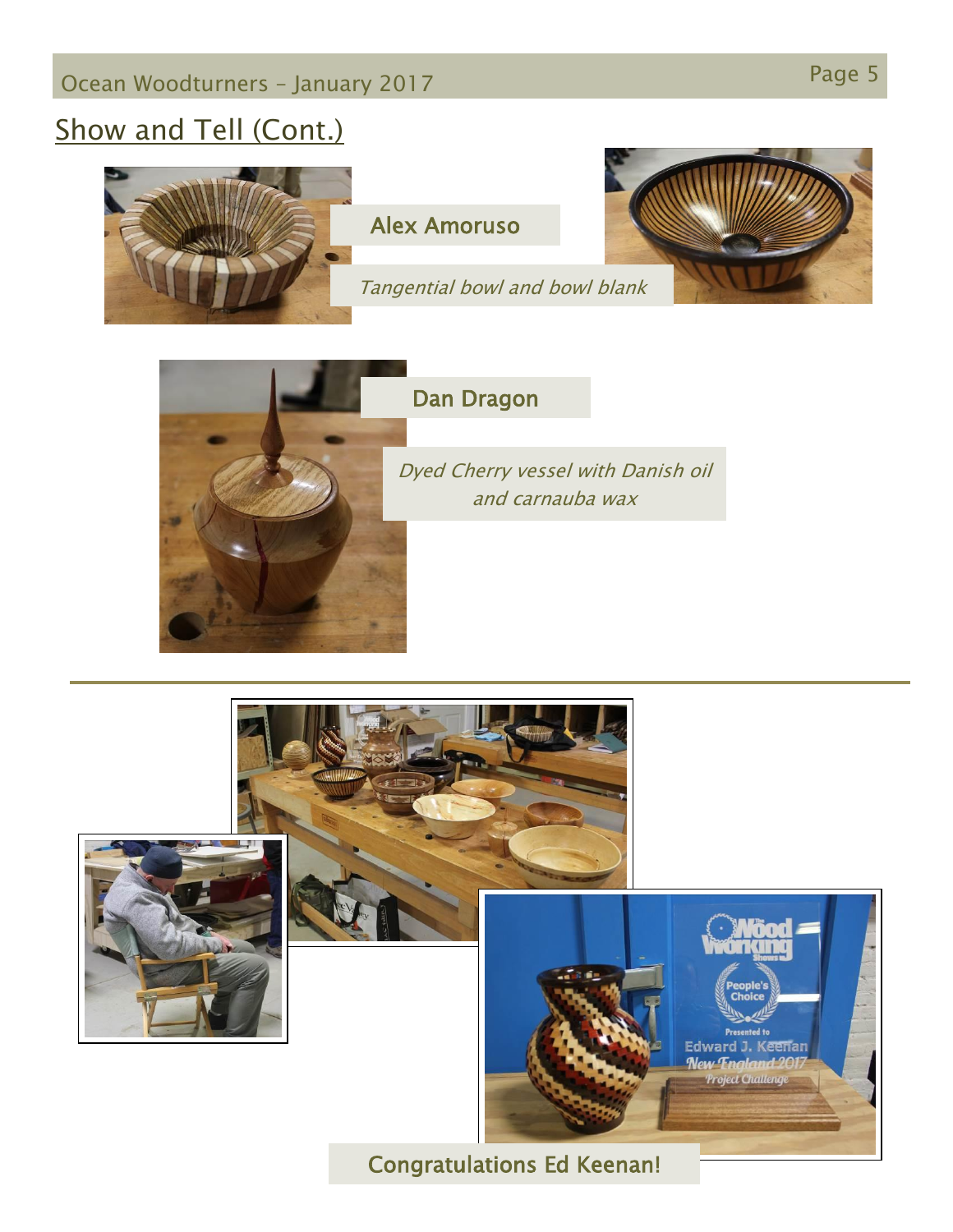## Show and Tell (Cont.)

**Alex Amoruso**

*Tangential bowl and bowl blank*

**Dan Dragon**

*Dyed Cherry vessel with Danish oil and carnauba wax*

---

Congratulations Ed Keenan!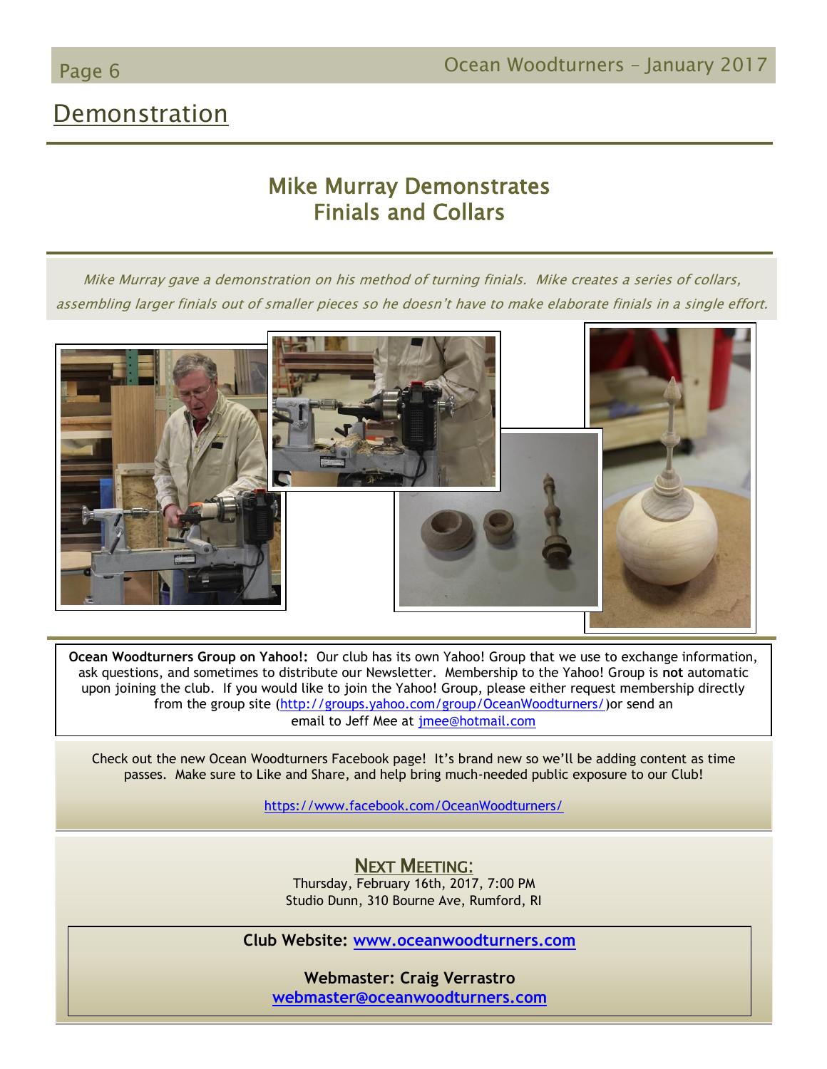## Demonstration

### Mike Murray Demonstrates Finials and Collars

*Mike Murray gave a demonstration on his method of turning finials. Mike creates a series of collars, assembling larger finials out of smaller pieces so he doesn't have to make elaborate finials in a single effort.*

**Ocean Woodturners Group on Yahoo!:** Our club has its own Yahoo! Group that we use to exchange information, ask questions, and sometimes to distribute our Newsletter. Membership to the Yahoo! Group is **not** automatic upon joining the club. If you would like to join the Yahoo! Group, please either request membership directly from the group site (http://groups.yahoo.com/group/OceanWoodturners/)or send an email to Jeff Mee at jmee@hotmail.com

Check out the new Ocean Woodturners Facebook page! It's brand new so we'll be adding content as time passes. Make sure to Like and Share, and help bring much-needed public exposure to our Club!

https://www.facebook.com/OceanWoodturners/

**NEXT MEETING:**

Thursday, February 16th, 2017, 7:00 PM
Studio Dunn, 310 Bourne Ave, Rumford, RI

**Club Website: www.oceanwoodturners.com**

**Webmaster: Craig Verrastro**
**webmaster@oceanwoodturners.com**